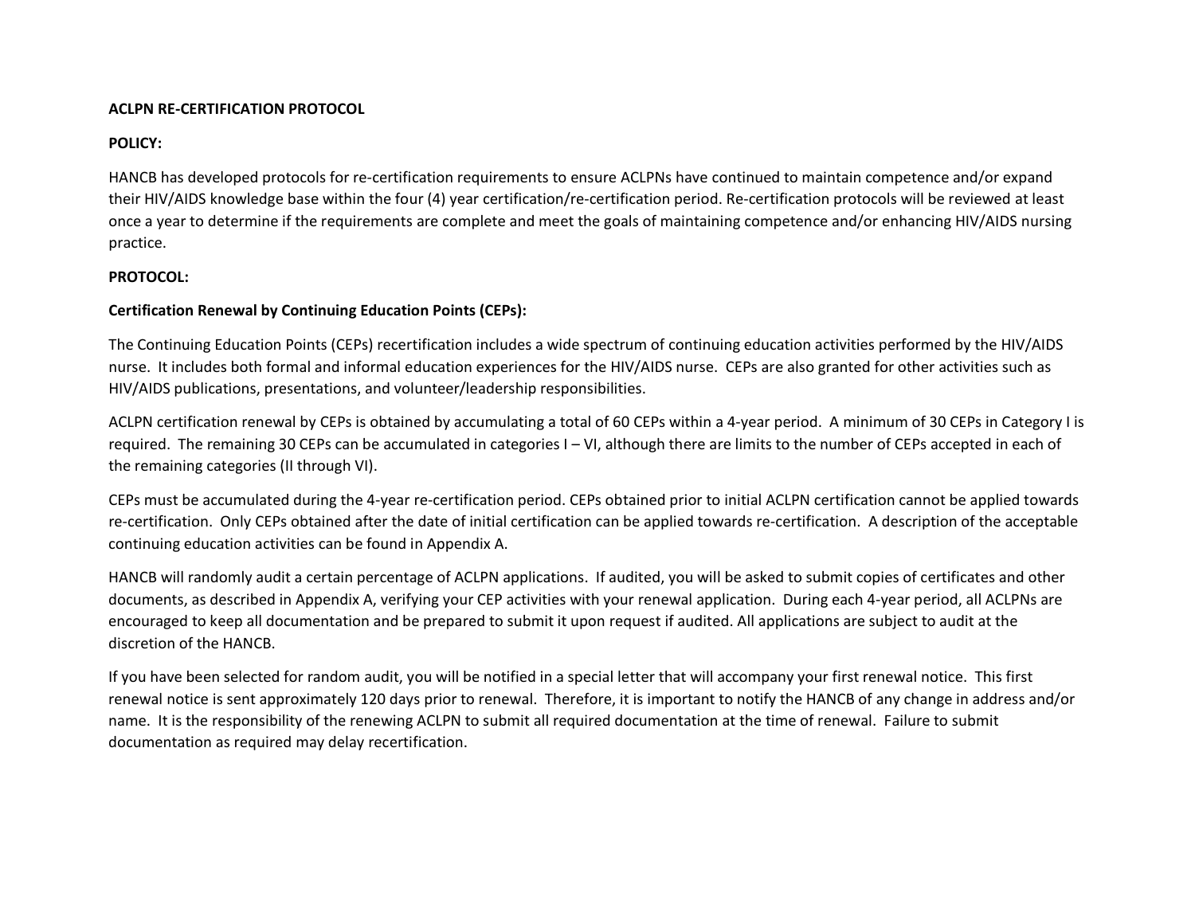**ACLPN RE-CERTIFICATION PROTOCOL**

**POLICY:**

HANCB has developed protocols for re-certification requirements to ensure ACLPNs have continued to maintain competence and/or expand their HIV/AIDS knowledge base within the four (4) year certification/re-certification period. Re-certification protocols will be reviewed at least once a year to determine if the requirements are complete and meet the goals of maintaining competence and/or enhancing HIV/AIDS nursing practice.

**PROTOCOL:**

**Certification Renewal by Continuing Education Points (CEPs):**

The Continuing Education Points (CEPs) recertification includes a wide spectrum of continuing education activities performed by the HIV/AIDS nurse. It includes both formal and informal education experiences for the HIV/AIDS nurse. CEPs are also granted for other activities such as HIV/AIDS publications, presentations, and volunteer/leadership responsibilities.

ACLPN certification renewal by CEPs is obtained by accumulating a total of 60 CEPs within a 4-year period. A minimum of 30 CEPs in Category I is required. The remaining 30 CEPs can be accumulated in categories I – VI, although there are limits to the number of CEPs accepted in each of the remaining categories (II through VI).

CEPs must be accumulated during the 4-year re-certification period. CEPs obtained prior to initial ACLPN certification cannot be applied towards re-certification. Only CEPs obtained after the date of initial certification can be applied towards re-certification. A description of the acceptable continuing education activities can be found in Appendix A.

HANCB will randomly audit a certain percentage of ACLPN applications. If audited, you will be asked to submit copies of certificates and other documents, as described in Appendix A, verifying your CEP activities with your renewal application. During each 4-year period, all ACLPNs are encouraged to keep all documentation and be prepared to submit it upon request if audited. All applications are subject to audit at the discretion of the HANCB.

If you have been selected for random audit, you will be notified in a special letter that will accompany your first renewal notice. This first renewal notice is sent approximately 120 days prior to renewal. Therefore, it is important to notify the HANCB of any change in address and/or name. It is the responsibility of the renewing ACLPN to submit all required documentation at the time of renewal. Failure to submit documentation as required may delay recertification.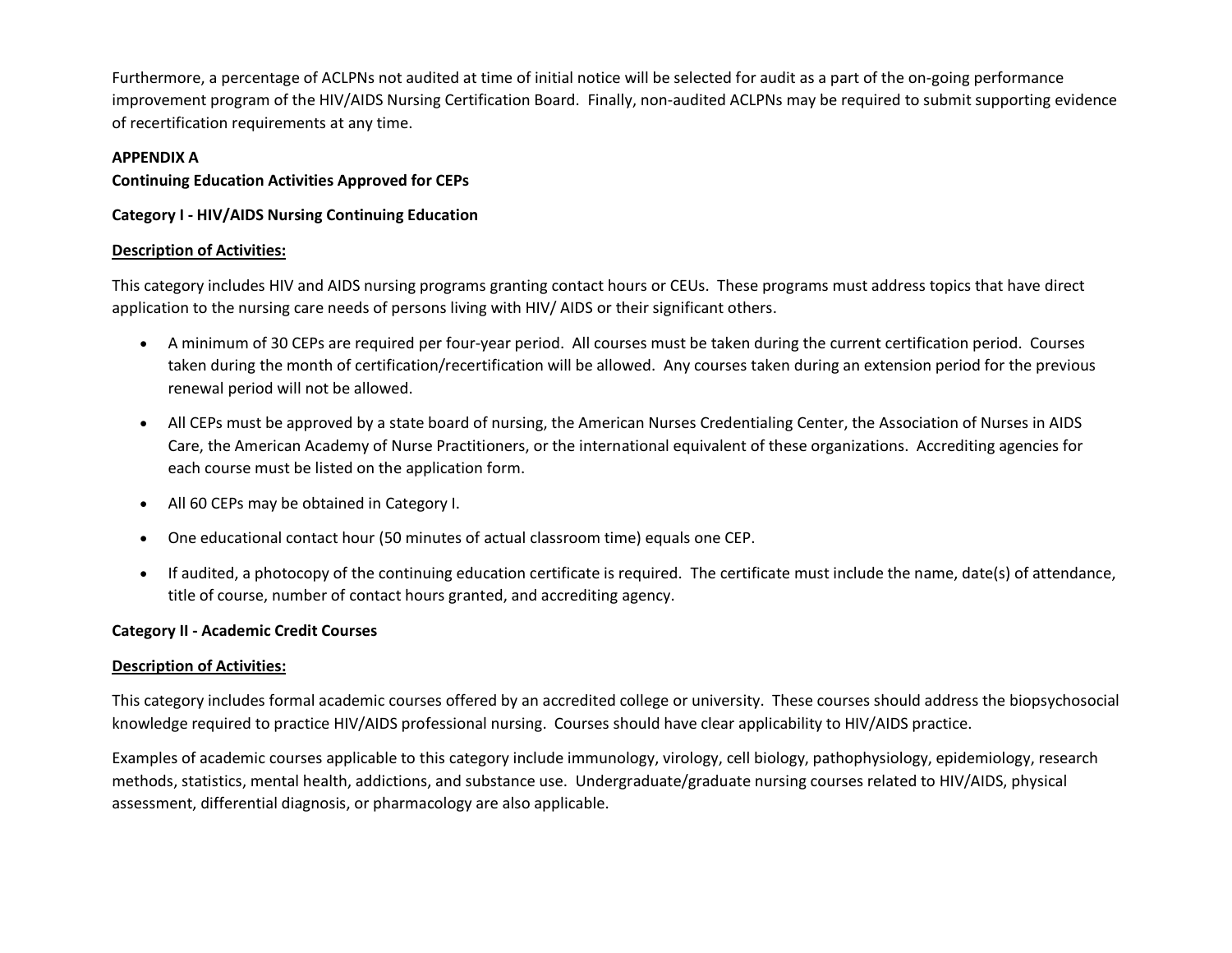Furthermore, a percentage of ACLPNs not audited at time of initial notice will be selected for audit as a part of the on-going performance improvement program of the HIV/AIDS Nursing Certification Board. Finally, non-audited ACLPNs may be required to submit supporting evidence of recertification requirements at any time.

**APPENDIX A**

**Continuing Education Activities Approved for CEPs**

**Category I - HIV/AIDS Nursing Continuing Education**

**Description of Activities:**

This category includes HIV and AIDS nursing programs granting contact hours or CEUs. These programs must address topics that have direct application to the nursing care needs of persons living with HIV/ AIDS or their significant others.

- A minimum of 30 CEPs are required per four-year period. All courses must be taken during the current certification period. Courses taken during the month of certification/recertification will be allowed. Any courses taken during an extension period for the previous renewal period will not be allowed.
- All CEPs must be approved by a state board of nursing, the American Nurses Credentialing Center, the Association of Nurses in AIDS Care, the American Academy of Nurse Practitioners, or the international equivalent of these organizations. Accrediting agencies for each course must be listed on the application form.
- All 60 CEPs may be obtained in Category I.
- One educational contact hour (50 minutes of actual classroom time) equals one CEP.
- If audited, a photocopy of the continuing education certificate is required. The certificate must include the name, date(s) of attendance, title of course, number of contact hours granted, and accrediting agency.

**Category II - Academic Credit Courses**

**Description of Activities:**

This category includes formal academic courses offered by an accredited college or university. These courses should address the biopsychosocial knowledge required to practice HIV/AIDS professional nursing. Courses should have clear applicability to HIV/AIDS practice.

Examples of academic courses applicable to this category include immunology, virology, cell biology, pathophysiology, epidemiology, research methods, statistics, mental health, addictions, and substance use. Undergraduate/graduate nursing courses related to HIV/AIDS, physical assessment, differential diagnosis, or pharmacology are also applicable.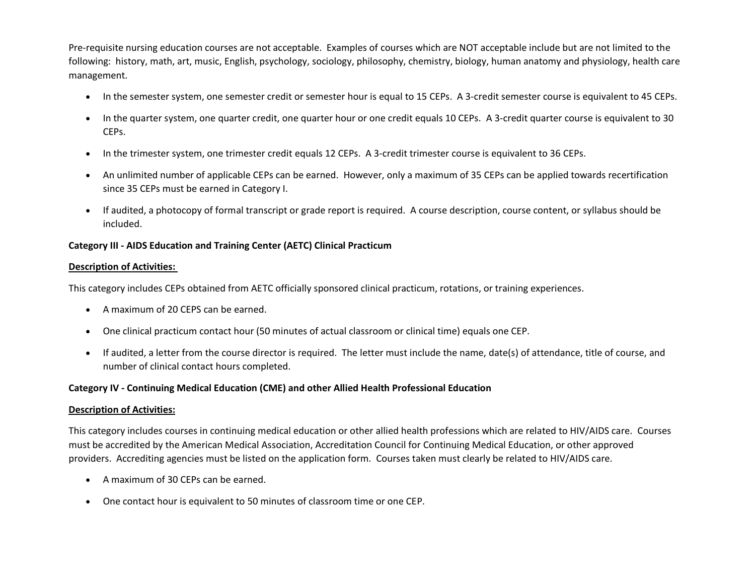Pre-requisite nursing education courses are not acceptable. Examples of courses which are NOT acceptable include but are not limited to the following: history, math, art, music, English, psychology, sociology, philosophy, chemistry, biology, human anatomy and physiology, health care management.

- In the semester system, one semester credit or semester hour is equal to 15 CEPs. A 3-credit semester course is equivalent to 45 CEPs.
- In the quarter system, one quarter credit, one quarter hour or one credit equals 10 CEPs. A 3-credit quarter course is equivalent to 30 CEPs.
- In the trimester system, one trimester credit equals 12 CEPs. A 3-credit trimester course is equivalent to 36 CEPs.
- An unlimited number of applicable CEPs can be earned. However, only a maximum of 35 CEPs can be applied towards recertification since 35 CEPs must be earned in Category I.
- If audited, a photocopy of formal transcript or grade report is required. A course description, course content, or syllabus should be included.

**Category III - AIDS Education and Training Center (AETC) Clinical Practicum**

**Description of Activities:**

This category includes CEPs obtained from AETC officially sponsored clinical practicum, rotations, or training experiences.

- A maximum of 20 CEPS can be earned.
- One clinical practicum contact hour (50 minutes of actual classroom or clinical time) equals one CEP.
- If audited, a letter from the course director is required. The letter must include the name, date(s) of attendance, title of course, and number of clinical contact hours completed.

**Category IV - Continuing Medical Education (CME) and other Allied Health Professional Education**

**Description of Activities:**

This category includes courses in continuing medical education or other allied health professions which are related to HIV/AIDS care. Courses must be accredited by the American Medical Association, Accreditation Council for Continuing Medical Education, or other approved providers. Accrediting agencies must be listed on the application form. Courses taken must clearly be related to HIV/AIDS care.

- A maximum of 30 CEPs can be earned.
- One contact hour is equivalent to 50 minutes of classroom time or one CEP.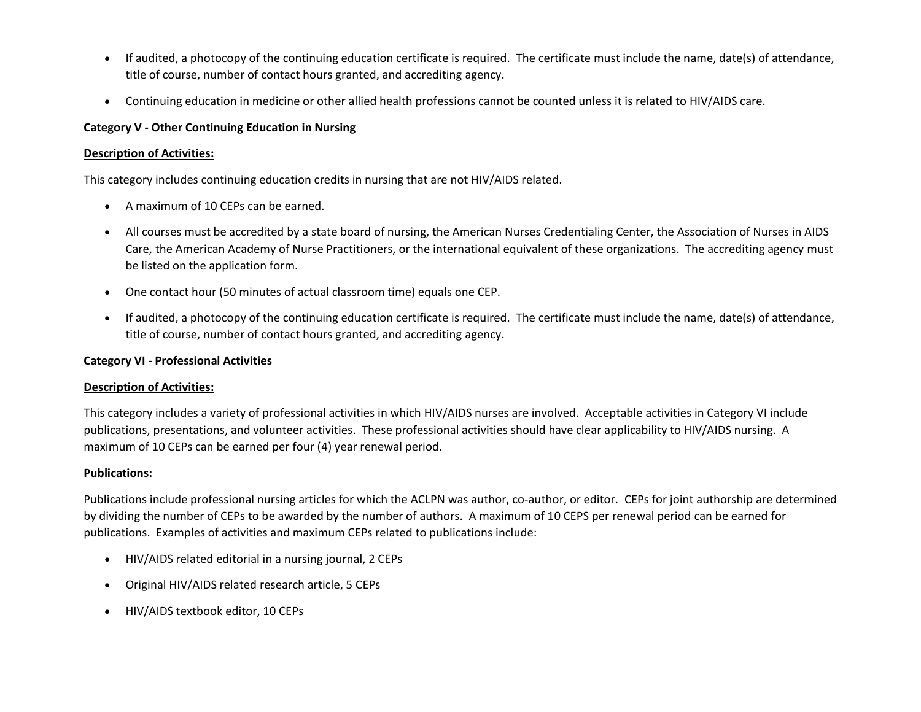- If audited, a photocopy of the continuing education certificate is required. The certificate must include the name, date(s) of attendance, title of course, number of contact hours granted, and accrediting agency.
- Continuing education in medicine or other allied health professions cannot be counted unless it is related to HIV/AIDS care.

**Category V - Other Continuing Education in Nursing**

**<u>Description of Activities:</u>**

This category includes continuing education credits in nursing that are not HIV/AIDS related.

- A maximum of 10 CEPs can be earned.
- All courses must be accredited by a state board of nursing, the American Nurses Credentialing Center, the Association of Nurses in AIDS Care, the American Academy of Nurse Practitioners, or the international equivalent of these organizations. The accrediting agency must be listed on the application form.
- One contact hour (50 minutes of actual classroom time) equals one CEP.
- If audited, a photocopy of the continuing education certificate is required. The certificate must include the name, date(s) of attendance, title of course, number of contact hours granted, and accrediting agency.

**Category VI - Professional Activities**

**<u>Description of Activities:</u>**

This category includes a variety of professional activities in which HIV/AIDS nurses are involved. Acceptable activities in Category VI include publications, presentations, and volunteer activities. These professional activities should have clear applicability to HIV/AIDS nursing. A maximum of 10 CEPs can be earned per four (4) year renewal period.

**Publications:**

Publications include professional nursing articles for which the ACLPN was author, co-author, or editor. CEPs for joint authorship are determined by dividing the number of CEPs to be awarded by the number of authors. A maximum of 10 CEPS per renewal period can be earned for publications. Examples of activities and maximum CEPs related to publications include:

- HIV/AIDS related editorial in a nursing journal, 2 CEPs
- Original HIV/AIDS related research article, 5 CEPs
- HIV/AIDS textbook editor, 10 CEPs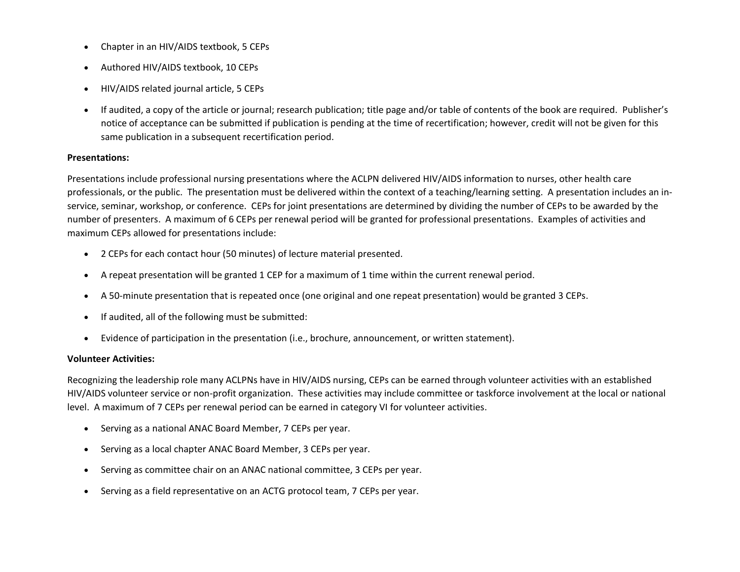- Chapter in an HIV/AIDS textbook, 5 CEPs
- Authored HIV/AIDS textbook, 10 CEPs
- HIV/AIDS related journal article, 5 CEPs
- If audited, a copy of the article or journal; research publication; title page and/or table of contents of the book are required. Publisher's notice of acceptance can be submitted if publication is pending at the time of recertification; however, credit will not be given for this same publication in a subsequent recertification period.

**Presentations:**

Presentations include professional nursing presentations where the ACLPN delivered HIV/AIDS information to nurses, other health care professionals, or the public. The presentation must be delivered within the context of a teaching/learning setting. A presentation includes an in-service, seminar, workshop, or conference. CEPs for joint presentations are determined by dividing the number of CEPs to be awarded by the number of presenters. A maximum of 6 CEPs per renewal period will be granted for professional presentations. Examples of activities and maximum CEPs allowed for presentations include:

- 2 CEPs for each contact hour (50 minutes) of lecture material presented.
- A repeat presentation will be granted 1 CEP for a maximum of 1 time within the current renewal period.
- A 50-minute presentation that is repeated once (one original and one repeat presentation) would be granted 3 CEPs.
- If audited, all of the following must be submitted:
- Evidence of participation in the presentation (i.e., brochure, announcement, or written statement).

**Volunteer Activities:**

Recognizing the leadership role many ACLPNs have in HIV/AIDS nursing, CEPs can be earned through volunteer activities with an established HIV/AIDS volunteer service or non-profit organization. These activities may include committee or taskforce involvement at the local or national level. A maximum of 7 CEPs per renewal period can be earned in category VI for volunteer activities.

- Serving as a national ANAC Board Member, 7 CEPs per year.
- Serving as a local chapter ANAC Board Member, 3 CEPs per year.
- Serving as committee chair on an ANAC national committee, 3 CEPs per year.
- Serving as a field representative on an ACTG protocol team, 7 CEPs per year.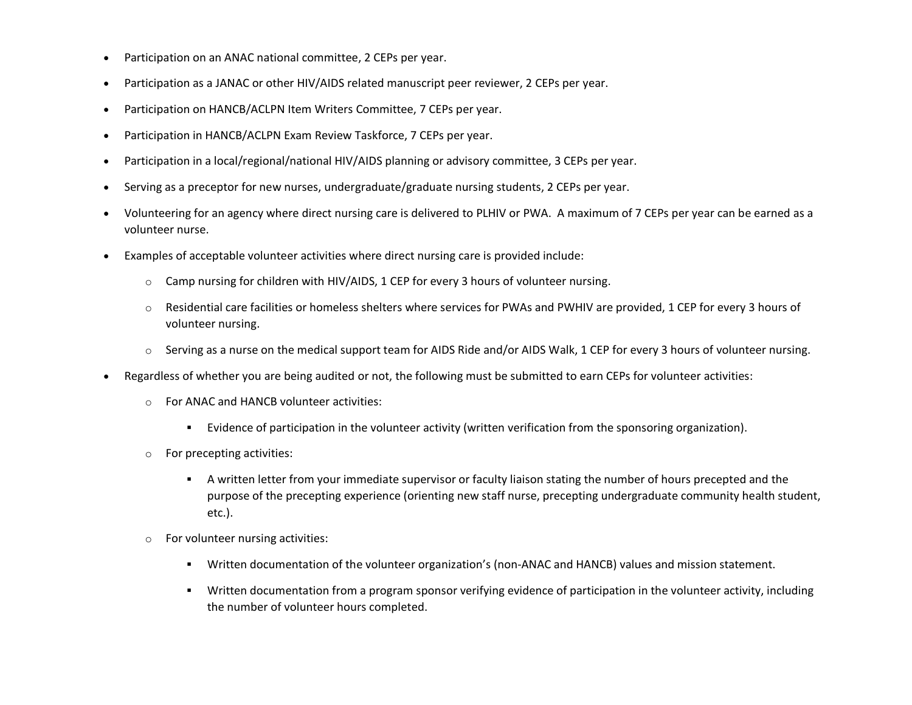- Participation on an ANAC national committee, 2 CEPs per year.
- Participation as a JANAC or other HIV/AIDS related manuscript peer reviewer, 2 CEPs per year.
- Participation on HANCB/ACLPN Item Writers Committee, 7 CEPs per year.
- Participation in HANCB/ACLPN Exam Review Taskforce, 7 CEPs per year.
- Participation in a local/regional/national HIV/AIDS planning or advisory committee, 3 CEPs per year.
- Serving as a preceptor for new nurses, undergraduate/graduate nursing students, 2 CEPs per year.
- Volunteering for an agency where direct nursing care is delivered to PLHIV or PWA. A maximum of 7 CEPs per year can be earned as a volunteer nurse.
- Examples of acceptable volunteer activities where direct nursing care is provided include:
    - Camp nursing for children with HIV/AIDS, 1 CEP for every 3 hours of volunteer nursing.
    - Residential care facilities or homeless shelters where services for PWAs and PWHIV are provided, 1 CEP for every 3 hours of volunteer nursing.
    - Serving as a nurse on the medical support team for AIDS Ride and/or AIDS Walk, 1 CEP for every 3 hours of volunteer nursing.
- Regardless of whether you are being audited or not, the following must be submitted to earn CEPs for volunteer activities:
    - For ANAC and HANCB volunteer activities:
        - Evidence of participation in the volunteer activity (written verification from the sponsoring organization).
    - For precepting activities:
        - A written letter from your immediate supervisor or faculty liaison stating the number of hours precepted and the purpose of the precepting experience (orienting new staff nurse, precepting undergraduate community health student, etc.).
    - For volunteer nursing activities:
        - Written documentation of the volunteer organization's (non-ANAC and HANCB) values and mission statement.
        - Written documentation from a program sponsor verifying evidence of participation in the volunteer activity, including the number of volunteer hours completed.